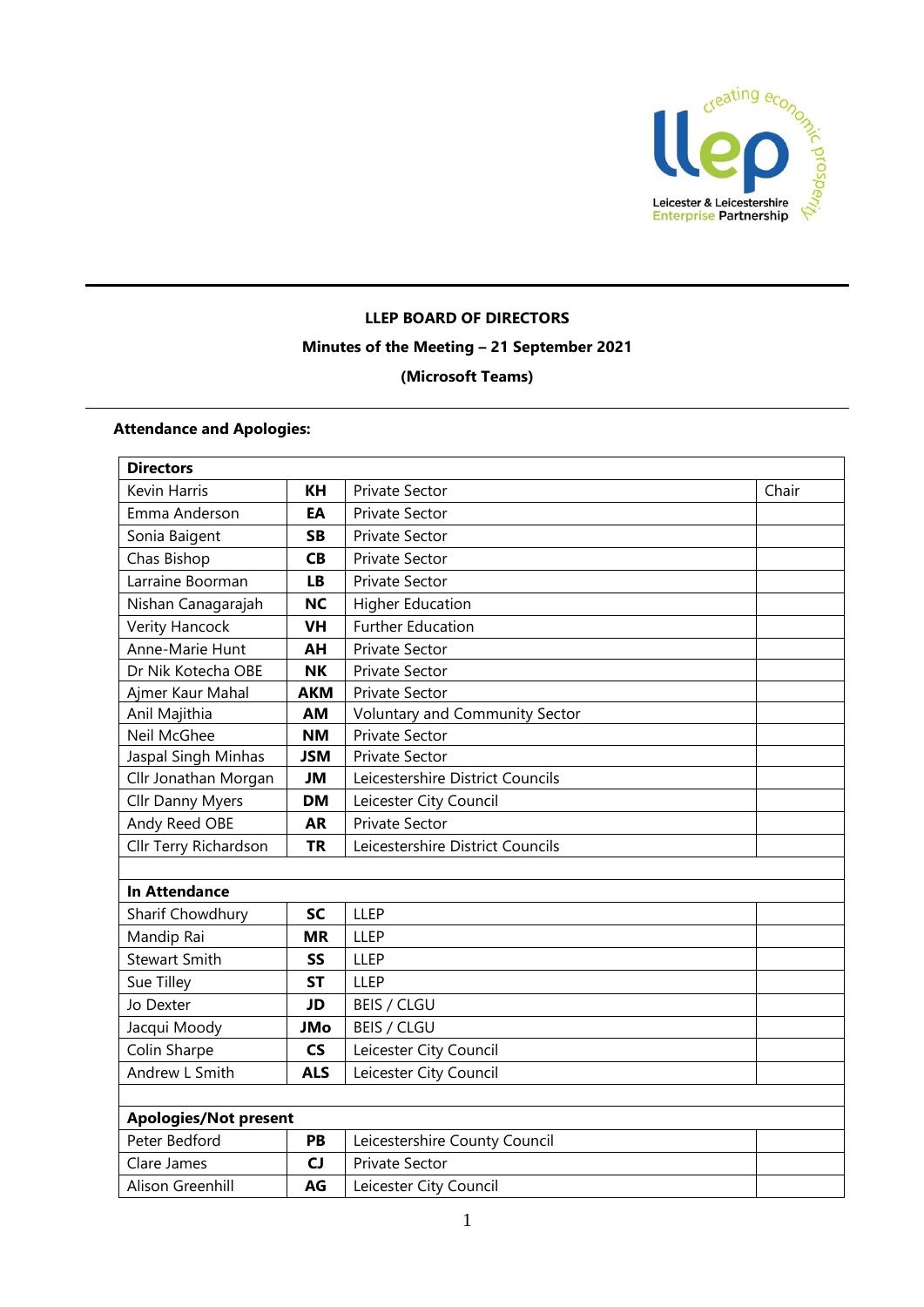**LLEP BOARD OF DIRECTORS**

**Minutes of the Meeting – 21 September 2021**

**(Microsoft Teams)**

### Attendance and Apologies:

| **Directors** | | | |
|---|---|---|---|
| Kevin Harris | **KH** | Private Sector | Chair |
| Emma Anderson | **EA** | Private Sector | |
| Sonia Baigent | **SB** | Private Sector | |
| Chas Bishop | **CB** | Private Sector | |
| Larraine Boorman | **LB** | Private Sector | |
| Nishan Canagarajah | **NC** | Higher Education | |
| Verity Hancock | **VH** | Further Education | |
| Anne-Marie Hunt | **AH** | Private Sector | |
| Dr Nik Kotecha OBE | **NK** | Private Sector | |
| Ajmer Kaur Mahal | **AKM** | Private Sector | |
| Anil Majithia | **AM** | Voluntary and Community Sector | |
| Neil McGhee | **NM** | Private Sector | |
| Jaspal Singh Minhas | **JSM** | Private Sector | |
| Cllr Jonathan Morgan | **JM** | Leicestershire District Councils | |
| Cllr Danny Myers | **DM** | Leicester City Council | |
| Andy Reed OBE | **AR** | Private Sector | |
| Cllr Terry Richardson | **TR** | Leicestershire District Councils | |
| | | | |
| **In Attendance** | | | |
| Sharif Chowdhury | **SC** | LLEP | |
| Mandip Rai | **MR** | LLEP | |
| Stewart Smith | **SS** | LLEP | |
| Sue Tilley | **ST** | LLEP | |
| Jo Dexter | **JD** | BEIS / CLGU | |
| Jacqui Moody | **JMo** | BEIS / CLGU | |
| Colin Sharpe | **CS** | Leicester City Council | |
| Andrew L Smith | **ALS** | Leicester City Council | |
| | | | |
| **Apologies/Not present** | | | |
| Peter Bedford | **PB** | Leicestershire County Council | |
| Clare James | **CJ** | Private Sector | |
| Alison Greenhill | **AG** | Leicester City Council | |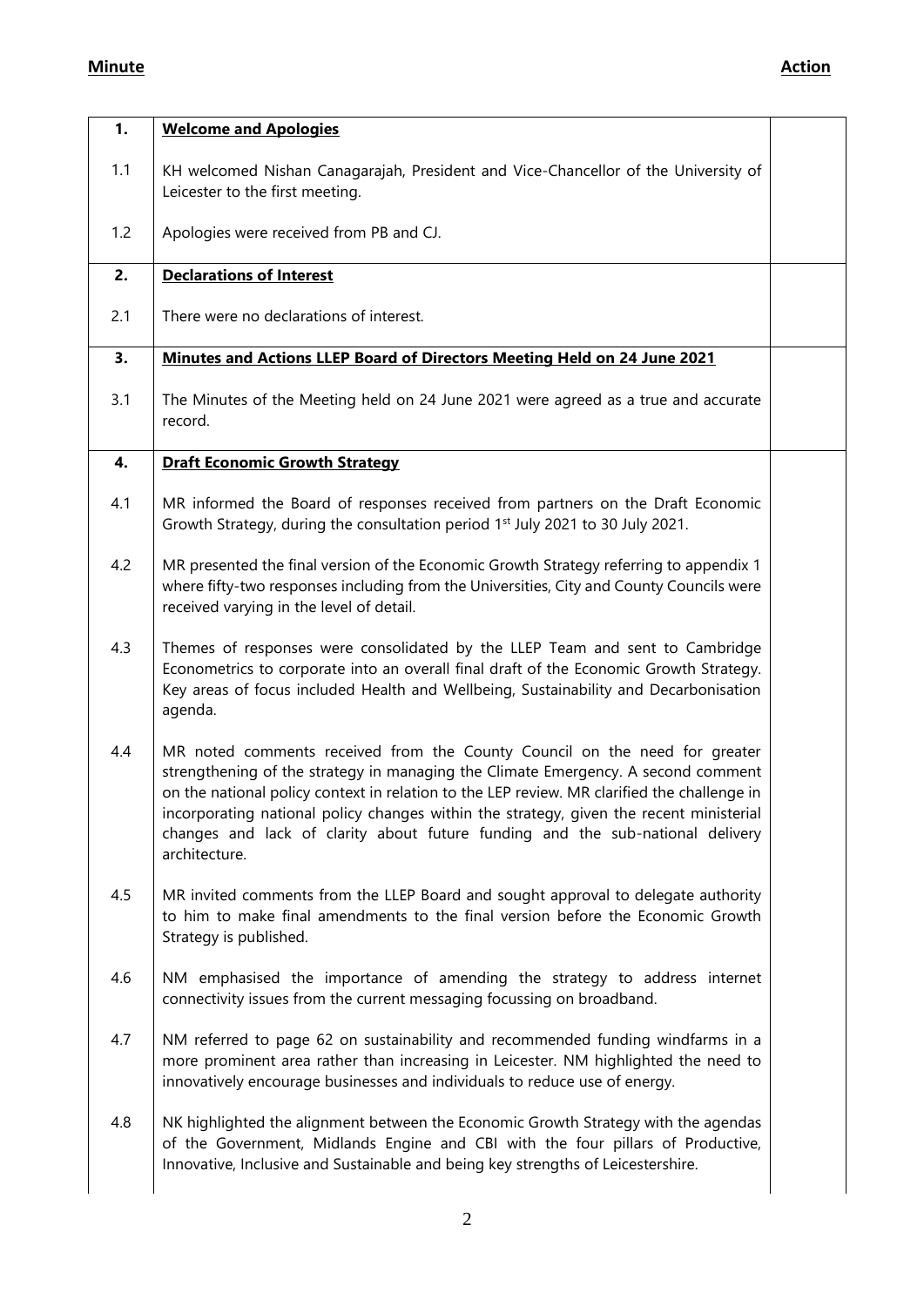| Minute | | Action |
|---|---|---|
| **1.** | **Welcome and Apologies** | |
| 1.1 | KH welcomed Nishan Canagarajah, President and Vice-Chancellor of the University of Leicester to the first meeting. | |
| 1.2 | Apologies were received from PB and CJ. | |
| **2.** | **Declarations of Interest** | |
| 2.1 | There were no declarations of interest. | |
| **3.** | **Minutes and Actions LLEP Board of Directors Meeting Held on 24 June 2021** | |
| 3.1 | The Minutes of the Meeting held on 24 June 2021 were agreed as a true and accurate record. | |
| **4.** | **Draft Economic Growth Strategy** | |
| 4.1 | MR informed the Board of responses received from partners on the Draft Economic Growth Strategy, during the consultation period 1st July 2021 to 30 July 2021. | |
| 4.2 | MR presented the final version of the Economic Growth Strategy referring to appendix 1 where fifty-two responses including from the Universities, City and County Councils were received varying in the level of detail. | |
| 4.3 | Themes of responses were consolidated by the LLEP Team and sent to Cambridge Econometrics to corporate into an overall final draft of the Economic Growth Strategy. Key areas of focus included Health and Wellbeing, Sustainability and Decarbonisation agenda. | |
| 4.4 | MR noted comments received from the County Council on the need for greater strengthening of the strategy in managing the Climate Emergency. A second comment on the national policy context in relation to the LEP review. MR clarified the challenge in incorporating national policy changes within the strategy, given the recent ministerial changes and lack of clarity about future funding and the sub-national delivery architecture. | |
| 4.5 | MR invited comments from the LLEP Board and sought approval to delegate authority to him to make final amendments to the final version before the Economic Growth Strategy is published. | |
| 4.6 | NM emphasised the importance of amending the strategy to address internet connectivity issues from the current messaging focussing on broadband. | |
| 4.7 | NM referred to page 62 on sustainability and recommended funding windfarms in a more prominent area rather than increasing in Leicester. NM highlighted the need to innovatively encourage businesses and individuals to reduce use of energy. | |
| 4.8 | NK highlighted the alignment between the Economic Growth Strategy with the agendas of the Government, Midlands Engine and CBI with the four pillars of Productive, Innovative, Inclusive and Sustainable and being key strengths of Leicestershire. | |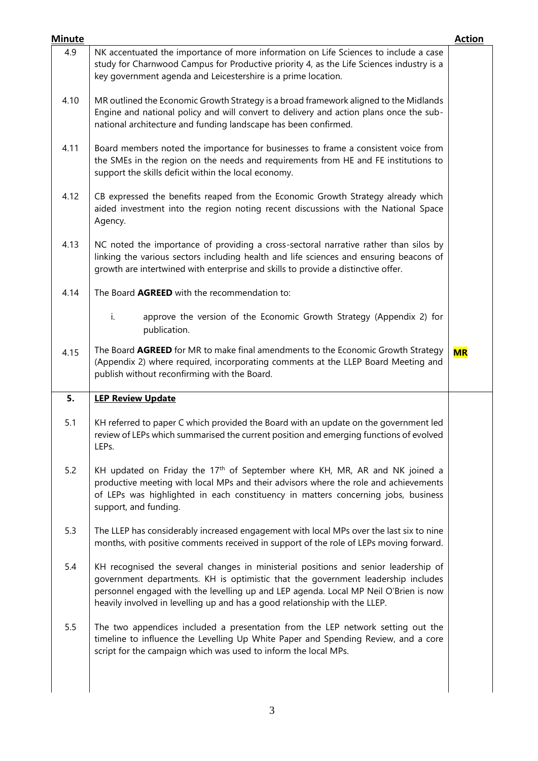| Minute | | Action |
|---|---|---|
| 4.9 | NK accentuated the importance of more information on Life Sciences to include a case study for Charnwood Campus for Productive priority 4, as the Life Sciences industry is a key government agenda and Leicestershire is a prime location. | |
| 4.10 | MR outlined the Economic Growth Strategy is a broad framework aligned to the Midlands Engine and national policy and will convert to delivery and action plans once the sub-national architecture and funding landscape has been confirmed. | |
| 4.11 | Board members noted the importance for businesses to frame a consistent voice from the SMEs in the region on the needs and requirements from HE and FE institutions to support the skills deficit within the local economy. | |
| 4.12 | CB expressed the benefits reaped from the Economic Growth Strategy already which aided investment into the region noting recent discussions with the National Space Agency. | |
| 4.13 | NC noted the importance of providing a cross-sectoral narrative rather than silos by linking the various sectors including health and life sciences and ensuring beacons of growth are intertwined with enterprise and skills to provide a distinctive offer. | |
| 4.14 | The Board **AGREED** with the recommendation to:<br><br>i. approve the version of the Economic Growth Strategy (Appendix 2) for publication. | |
| 4.15 | The Board **AGREED** for MR to make final amendments to the Economic Growth Strategy (Appendix 2) where required, incorporating comments at the LLEP Board Meeting and publish without reconfirming with the Board. | **MR** |
| **5.** | **LEP Review Update** | |
| 5.1 | KH referred to paper C which provided the Board with an update on the government led review of LEPs which summarised the current position and emerging functions of evolved LEPs. | |
| 5.2 | KH updated on Friday the 17th of September where KH, MR, AR and NK joined a productive meeting with local MPs and their advisors where the role and achievements of LEPs was highlighted in each constituency in matters concerning jobs, business support, and funding. | |
| 5.3 | The LLEP has considerably increased engagement with local MPs over the last six to nine months, with positive comments received in support of the role of LEPs moving forward. | |
| 5.4 | KH recognised the several changes in ministerial positions and senior leadership of government departments. KH is optimistic that the government leadership includes personnel engaged with the levelling up and LEP agenda. Local MP Neil O'Brien is now heavily involved in levelling up and has a good relationship with the LLEP. | |
| 5.5 | The two appendices included a presentation from the LEP network setting out the timeline to influence the Levelling Up White Paper and Spending Review, and a core script for the campaign which was used to inform the local MPs. | |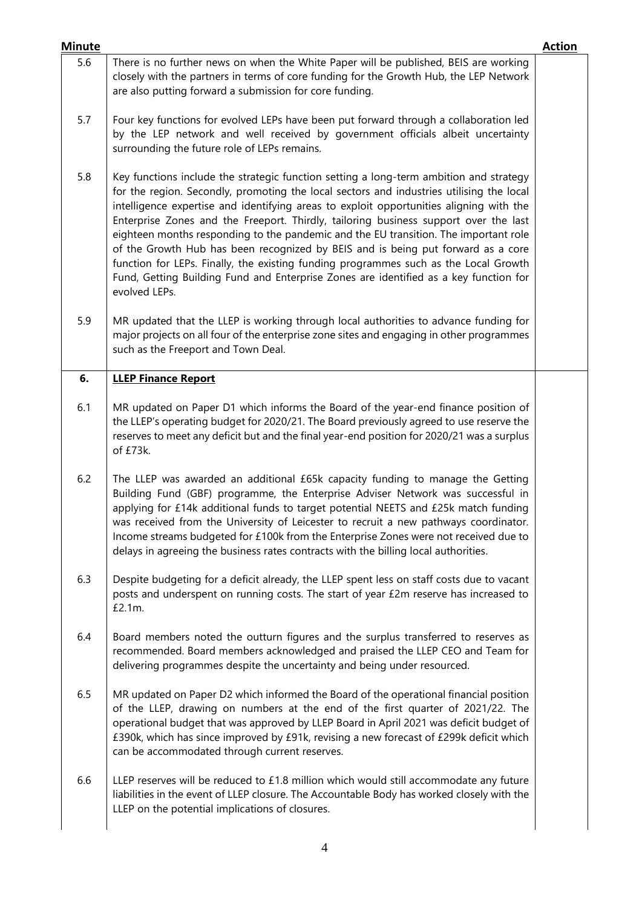| Minute | | Action |
|---|---|---|
| 5.6 | There is no further news on when the White Paper will be published, BEIS are working closely with the partners in terms of core funding for the Growth Hub, the LEP Network are also putting forward a submission for core funding. | |
| 5.7 | Four key functions for evolved LEPs have been put forward through a collaboration led by the LEP network and well received by government officials albeit uncertainty surrounding the future role of LEPs remains. | |
| 5.8 | Key functions include the strategic function setting a long-term ambition and strategy for the region. Secondly, promoting the local sectors and industries utilising the local intelligence expertise and identifying areas to exploit opportunities aligning with the Enterprise Zones and the Freeport. Thirdly, tailoring business support over the last eighteen months responding to the pandemic and the EU transition. The important role of the Growth Hub has been recognized by BEIS and is being put forward as a core function for LEPs. Finally, the existing funding programmes such as the Local Growth Fund, Getting Building Fund and Enterprise Zones are identified as a key function for evolved LEPs. | |
| 5.9 | MR updated that the LLEP is working through local authorities to advance funding for major projects on all four of the enterprise zone sites and engaging in other programmes such as the Freeport and Town Deal. | |
| **6.** | **LLEP Finance Report** | |
| 6.1 | MR updated on Paper D1 which informs the Board of the year-end finance position of the LLEP's operating budget for 2020/21. The Board previously agreed to use reserve the reserves to meet any deficit but and the final year-end position for 2020/21 was a surplus of £73k. | |
| 6.2 | The LLEP was awarded an additional £65k capacity funding to manage the Getting Building Fund (GBF) programme, the Enterprise Adviser Network was successful in applying for £14k additional funds to target potential NEETS and £25k match funding was received from the University of Leicester to recruit a new pathways coordinator. Income streams budgeted for £100k from the Enterprise Zones were not received due to delays in agreeing the business rates contracts with the billing local authorities. | |
| 6.3 | Despite budgeting for a deficit already, the LLEP spent less on staff costs due to vacant posts and underspent on running costs. The start of year £2m reserve has increased to £2.1m. | |
| 6.4 | Board members noted the outturn figures and the surplus transferred to reserves as recommended. Board members acknowledged and praised the LLEP CEO and Team for delivering programmes despite the uncertainty and being under resourced. | |
| 6.5 | MR updated on Paper D2 which informed the Board of the operational financial position of the LLEP, drawing on numbers at the end of the first quarter of 2021/22. The operational budget that was approved by LLEP Board in April 2021 was deficit budget of £390k, which has since improved by £91k, revising a new forecast of £299k deficit which can be accommodated through current reserves. | |
| 6.6 | LLEP reserves will be reduced to £1.8 million which would still accommodate any future liabilities in the event of LLEP closure. The Accountable Body has worked closely with the LLEP on the potential implications of closures. | |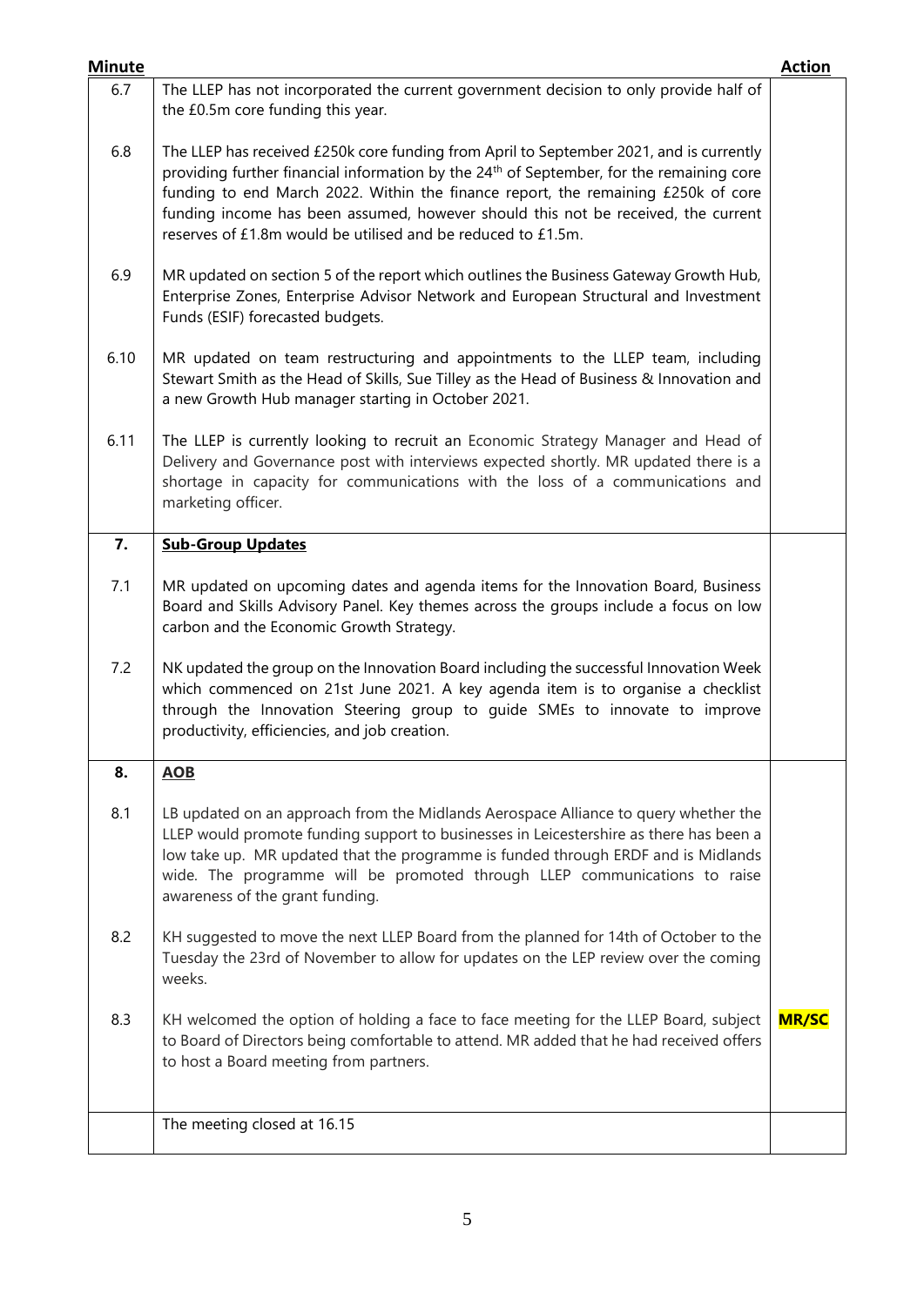| Minute | | Action |
|---|---|---|
| 6.7 | The LLEP has not incorporated the current government decision to only provide half of the £0.5m core funding this year. | |
| 6.8 | The LLEP has received £250k core funding from April to September 2021, and is currently providing further financial information by the 24th of September, for the remaining core funding to end March 2022. Within the finance report, the remaining £250k of core funding income has been assumed, however should this not be received, the current reserves of £1.8m would be utilised and be reduced to £1.5m. | |
| 6.9 | MR updated on section 5 of the report which outlines the Business Gateway Growth Hub, Enterprise Zones, Enterprise Advisor Network and European Structural and Investment Funds (ESIF) forecasted budgets. | |
| 6.10 | MR updated on team restructuring and appointments to the LLEP team, including Stewart Smith as the Head of Skills, Sue Tilley as the Head of Business & Innovation and a new Growth Hub manager starting in October 2021. | |
| 6.11 | The LLEP is currently looking to recruit an Economic Strategy Manager and Head of Delivery and Governance post with interviews expected shortly. MR updated there is a shortage in capacity for communications with the loss of a communications and marketing officer. | |
| **7.** | **Sub-Group Updates** | |
| 7.1 | MR updated on upcoming dates and agenda items for the Innovation Board, Business Board and Skills Advisory Panel. Key themes across the groups include a focus on low carbon and the Economic Growth Strategy. | |
| 7.2 | NK updated the group on the Innovation Board including the successful Innovation Week which commenced on 21st June 2021. A key agenda item is to organise a checklist through the Innovation Steering group to guide SMEs to innovate to improve productivity, efficiencies, and job creation. | |
| **8.** | **AOB** | |
| 8.1 | LB updated on an approach from the Midlands Aerospace Alliance to query whether the LLEP would promote funding support to businesses in Leicestershire as there has been a low take up. MR updated that the programme is funded through ERDF and is Midlands wide. The programme will be promoted through LLEP communications to raise awareness of the grant funding. | |
| 8.2 | KH suggested to move the next LLEP Board from the planned for 14th of October to the Tuesday the 23rd of November to allow for updates on the LEP review over the coming weeks. | |
| 8.3 | KH welcomed the option of holding a face to face meeting for the LLEP Board, subject to Board of Directors being comfortable to attend. MR added that he had received offers to host a Board meeting from partners. | **MR/SC** |
| | The meeting closed at 16.15 | |